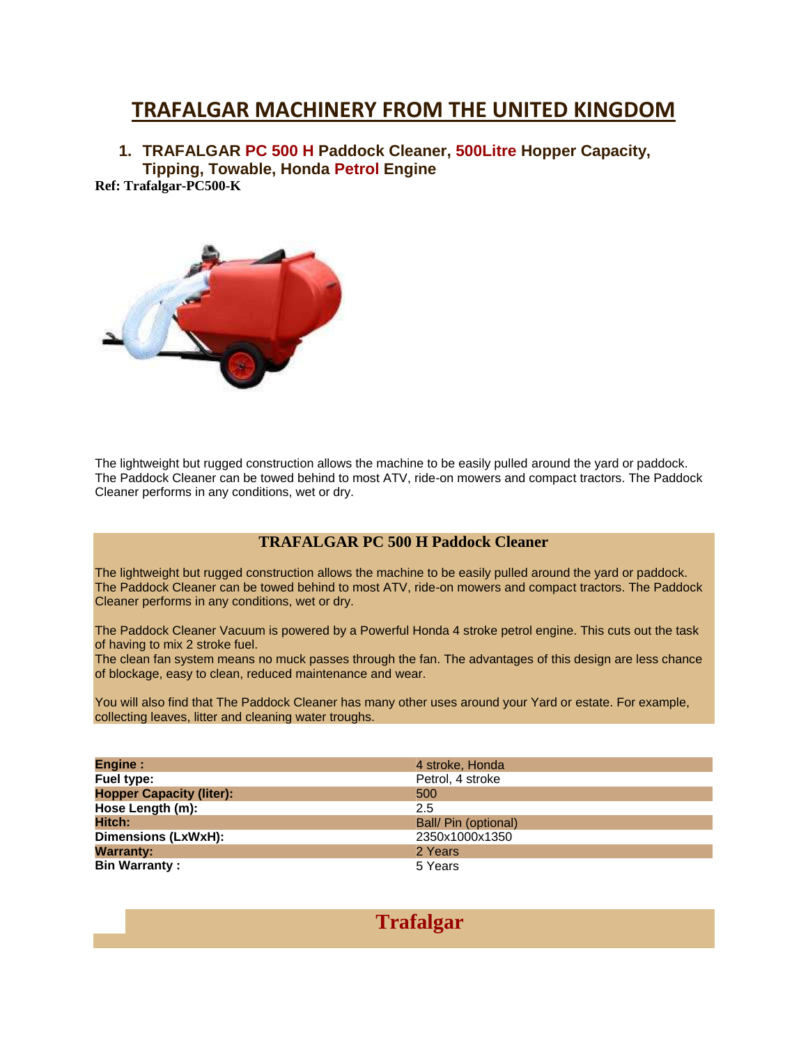# TRAFALGAR MACHINERY FROM THE UNITED KINGDOM

### 1. TRAFALGAR PC 500 H Paddock Cleaner, 500Litre Hopper Capacity, Tipping, Towable, Honda Petrol Engine

**Ref: Trafalgar-PC500-K**

The lightweight but rugged construction allows the machine to be easily pulled around the yard or paddock. The Paddock Cleaner can be towed behind to most ATV, ride-on mowers and compact tractors. The Paddock Cleaner performs in any conditions, wet or dry.

## TRAFALGAR PC 500 H Paddock Cleaner

The lightweight but rugged construction allows the machine to be easily pulled around the yard or paddock. The Paddock Cleaner can be towed behind to most ATV, ride-on mowers and compact tractors. The Paddock Cleaner performs in any conditions, wet or dry.

The Paddock Cleaner Vacuum is powered by a Powerful Honda 4 stroke petrol engine. This cuts out the task of having to mix 2 stroke fuel.
The clean fan system means no muck passes through the fan. The advantages of this design are less chance of blockage, easy to clean, reduced maintenance and wear.

You will also find that The Paddock Cleaner has many other uses around your Yard or estate. For example, collecting leaves, litter and cleaning water troughs.

| | |
|---|---|
| **Engine :** | 4 stroke, Honda |
| **Fuel type:** | Petrol, 4 stroke |
| **Hopper Capacity (liter):** | 500 |
| **Hose Length (m):** | 2.5 |
| **Hitch:** | Ball/ Pin (optional) |
| **Dimensions (LxWxH):** | 2350x1000x1350 |
| **Warranty:** | 2 Years |
| **Bin Warranty :** | 5 Years |

## Trafalgar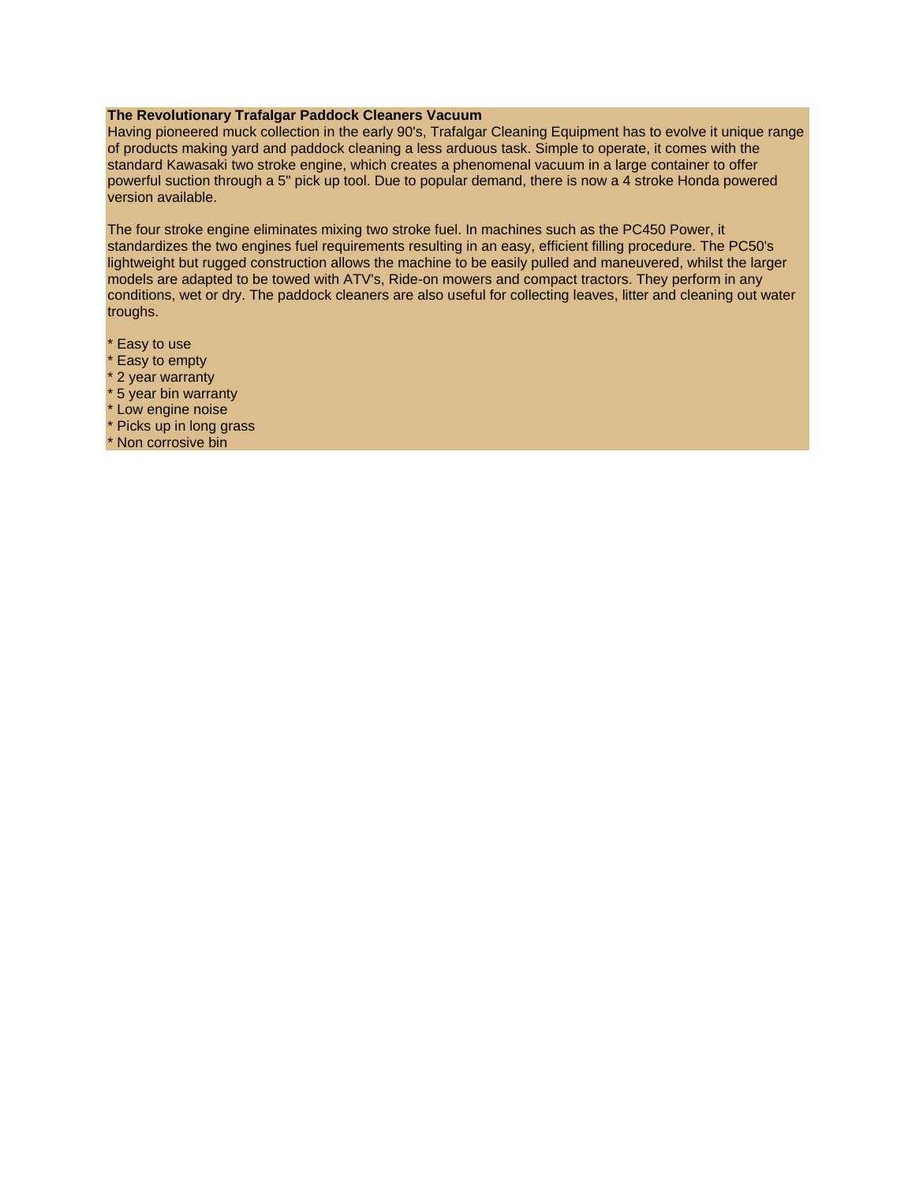**The Revolutionary Trafalgar Paddock Cleaners Vacuum**

Having pioneered muck collection in the early 90's, Trafalgar Cleaning Equipment has to evolve it unique range of products making yard and paddock cleaning a less arduous task. Simple to operate, it comes with the standard Kawasaki two stroke engine, which creates a phenomenal vacuum in a large container to offer powerful suction through a 5" pick up tool. Due to popular demand, there is now a 4 stroke Honda powered version available.

The four stroke engine eliminates mixing two stroke fuel. In machines such as the PC450 Power, it standardizes the two engines fuel requirements resulting in an easy, efficient filling procedure. The PC50's lightweight but rugged construction allows the machine to be easily pulled and maneuvered, whilst the larger models are adapted to be towed with ATV's, Ride-on mowers and compact tractors. They perform in any conditions, wet or dry. The paddock cleaners are also useful for collecting leaves, litter and cleaning out water troughs.

* Easy to use
* Easy to empty
* 2 year warranty
* 5 year bin warranty
* Low engine noise
* Picks up in long grass
* Non corrosive bin